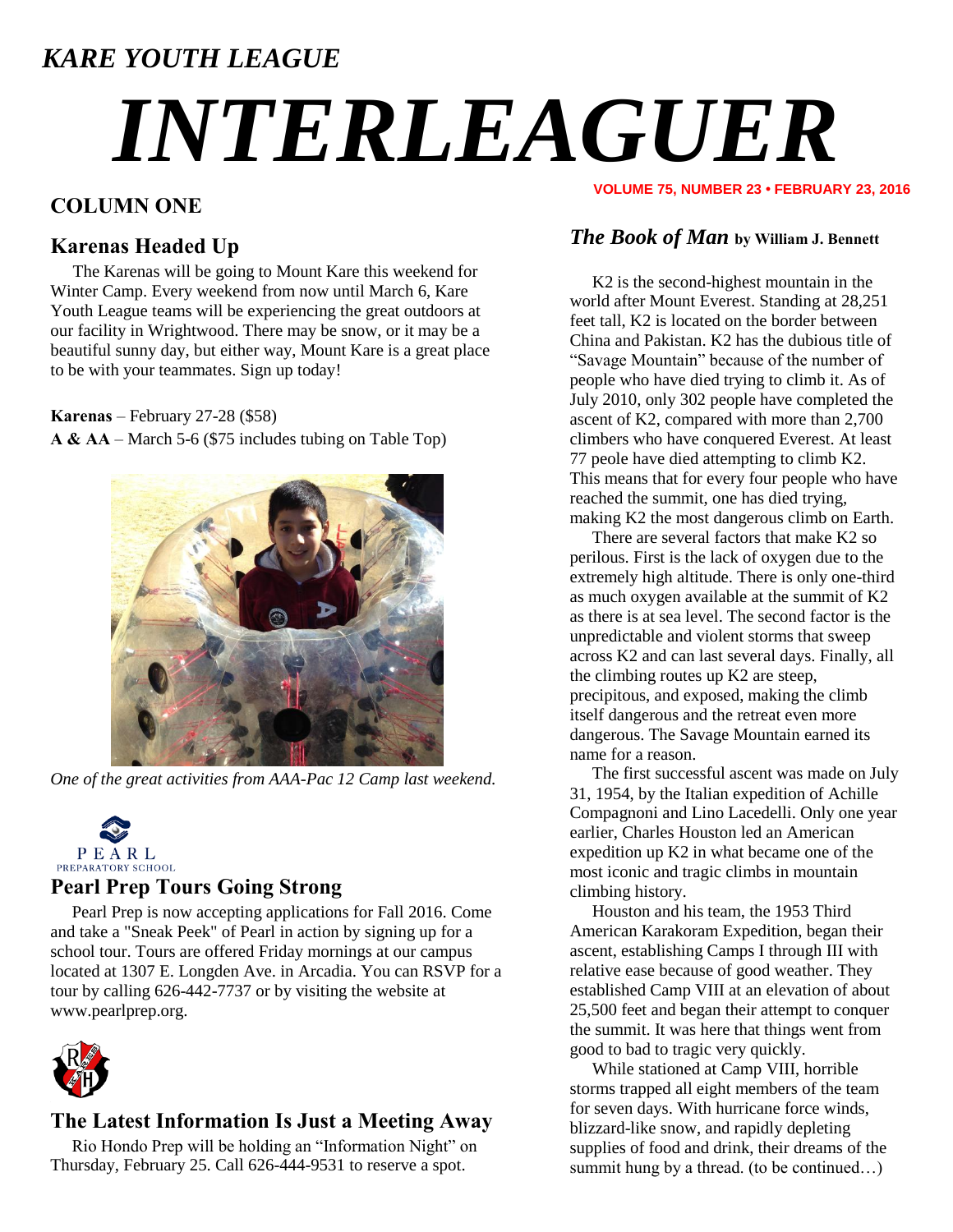*KARE YOUTH LEAGUE*

# *INTERLEAGUER*

**VOLUME 75, NUMBER 23 • FEBRUARY 23, 2016**

## COLUMN ONE

### Karenas Headed Up

The Karenas will be going to Mount Kare this weekend for Winter Camp. Every weekend from now until March 6, Kare Youth League teams will be experiencing the great outdoors at our facility in Wrightwood. There may be snow, or it may be a beautiful sunny day, but either way, Mount Kare is a great place to be with your teammates. Sign up today!

**Karenas** – February 27-28 ($58)
**A & AA** – March 5-6 ($75 includes tubing on Table Top)

*One of the great activities from AAA-Pac 12 Camp last weekend.*

PEARL
PREPARATORY SCHOOL

### Pearl Prep Tours Going Strong

Pearl Prep is now accepting applications for Fall 2016. Come and take a "Sneak Peek" of Pearl in action by signing up for a school tour. Tours are offered Friday mornings at our campus located at 1307 E. Longden Ave. in Arcadia. You can RSVP for a tour by calling 626-442-7737 or by visiting the website at www.pearlprep.org.

### The Latest Information Is Just a Meeting Away

Rio Hondo Prep will be holding an "Information Night" on Thursday, February 25. Call 626-444-9531 to reserve a spot.

### *The Book of Man* by William J. Bennett

K2 is the second-highest mountain in the world after Mount Everest. Standing at 28,251 feet tall, K2 is located on the border between China and Pakistan. K2 has the dubious title of "Savage Mountain" because of the number of people who have died trying to climb it. As of July 2010, only 302 people have completed the ascent of K2, compared with more than 2,700 climbers who have conquered Everest. At least 77 peole have died attempting to climb K2. This means that for every four people who have reached the summit, one has died trying, making K2 the most dangerous climb on Earth.

There are several factors that make K2 so perilous. First is the lack of oxygen due to the extremely high altitude. There is only one-third as much oxygen available at the summit of K2 as there is at sea level. The second factor is the unpredictable and violent storms that sweep across K2 and can last several days. Finally, all the climbing routes up K2 are steep, precipitous, and exposed, making the climb itself dangerous and the retreat even more dangerous. The Savage Mountain earned its name for a reason.

The first successful ascent was made on July 31, 1954, by the Italian expedition of Achille Compagnoni and Lino Lacedelli. Only one year earlier, Charles Houston led an American expedition up K2 in what became one of the most iconic and tragic climbs in mountain climbing history.

Houston and his team, the 1953 Third American Karakoram Expedition, began their ascent, establishing Camps I through III with relative ease because of good weather. They established Camp VIII at an elevation of about 25,500 feet and began their attempt to conquer the summit. It was here that things went from good to bad to tragic very quickly.

While stationed at Camp VIII, horrible storms trapped all eight members of the team for seven days. With hurricane force winds, blizzard-like snow, and rapidly depleting supplies of food and drink, their dreams of the summit hung by a thread. (to be continued…)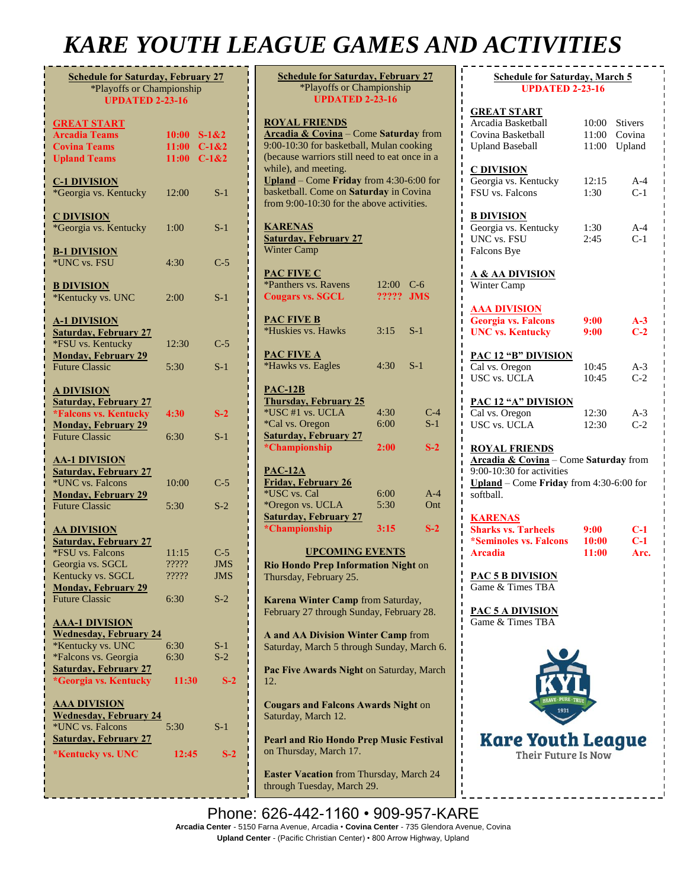# KARE YOUTH LEAGUE GAMES AND ACTIVITIES

**Schedule for Saturday, February 27**
*Playoffs or Championship
**UPDATED 2-23-16**

**GREAT START**

| | | |
|---|---|---|
| **Arcadia Teams** | **10:00** | **S-1&2** |
| **Covina Teams** | **11:00** | **C-1&2** |
| **Upland Teams** | **11:00** | **C-1&2** |

**C-1 DIVISION**

| | | |
|---|---|---|
| *Georgia vs. Kentucky | 12:00 | S-1 |

**C DIVISION**

| | | |
|---|---|---|
| *Georgia vs. Kentucky | 1:00 | S-1 |

**B-1 DIVISION**

| | | |
|---|---|---|
| *UNC vs. FSU | 4:30 | C-5 |

**B DIVISION**

| | | |
|---|---|---|
| *Kentucky vs. UNC | 2:00 | S-1 |

**A-1 DIVISION**

**Saturday, February 27**

| | | |
|---|---|---|
| *FSU vs. Kentucky | 12:30 | C-5 |

**Monday, February 29**

| | | |
|---|---|---|
| Future Classic | 5:30 | S-1 |

**A DIVISION**

**Saturday, February 27**

| | | |
|---|---|---|
| **\*Falcons vs. Kentucky** | **4:30** | **S-2** |

**Monday, February 29**

| | | |
|---|---|---|
| Future Classic | 6:30 | S-1 |

**AA-1 DIVISION**

**Saturday, February 27**

| | | |
|---|---|---|
| *UNC vs. Falcons | 10:00 | C-5 |

**Monday, February 29**

| | | |
|---|---|---|
| Future Classic | 5:30 | S-2 |

**AA DIVISION**

**Saturday, February 27**

| | | |
|---|---|---|
| *FSU vs. Falcons | 11:15 | C-5 |
| Georgia vs. SGCL | ????? | JMS |
| Kentucky vs. SGCL | ????? | JMS |

**Monday, February 29**

| | | |
|---|---|---|
| Future Classic | 6:30 | S-2 |

**AAA-1 DIVISION**

**Wednesday, February 24**

| | | |
|---|---|---|
| *Kentucky vs. UNC | 6:30 | S-1 |
| *Falcons vs. Georgia | 6:30 | S-2 |

**Saturday, February 27**

| | | |
|---|---|---|
| **\*Georgia vs. Kentucky** | **11:30** | **S-2** |

**AAA DIVISION**

**Wednesday, February 24**

| | | |
|---|---|---|
| *UNC vs. Falcons | 5:30 | S-1 |

**Saturday, February 27**

| | | |
|---|---|---|
| **\*Kentucky vs. UNC** | **12:45** | **S-2** |

---

**Schedule for Saturday, February 27**
*Playoffs or Championship
**UPDATED 2-23-16**

**ROYAL FRIENDS**

**Arcadia & Covina** – Come **Saturday** from 9:00-10:30 for basketball, Mulan cooking (because warriors still need to eat once in a while), and meeting.
**Upland** – Come **Friday** from 4:30-6:00 for basketball. Come on **Saturday** in Covina from 9:00-10:30 for the above activities.

**KARENAS**

**Saturday, February 27**
Winter Camp

**PAC FIVE C**

| | | |
|---|---|---|
| *Panthers vs. Ravens | 12:00 | C-6 |
| **Cougars vs. SGCL** | **?????** | **JMS** |

**PAC FIVE B**

| | | |
|---|---|---|
| *Huskies vs. Hawks | 3:15 | S-1 |

**PAC FIVE A**

| | | |
|---|---|---|
| *Hawks vs. Eagles | 4:30 | S-1 |

**PAC-12B**

**Thursday, February 25**

| | | |
|---|---|---|
| *USC #1 vs. UCLA | 4:30 | C-4 |
| *Cal vs. Oregon | 6:00 | S-1 |

**Saturday, February 27**

| | | |
|---|---|---|
| **\*Championship** | **2:00** | **S-2** |

**PAC-12A**

**Friday, February 26**

| | | |
|---|---|---|
| *USC vs. Cal | 6:00 | A-4 |
| *Oregon vs. UCLA | 5:30 | Ont |

**Saturday, February 27**

| | | |
|---|---|---|
| **\*Championship** | **3:15** | **S-2** |

**UPCOMING EVENTS**

**Rio Hondo Prep Information Night** on Thursday, February 25.

**Karena Winter Camp** from Saturday, February 27 through Sunday, February 28.

**A and AA Division Winter Camp** from Saturday, March 5 through Sunday, March 6.

**Pac Five Awards Night** on Saturday, March 12.

**Cougars and Falcons Awards Night** on Saturday, March 12.

**Pearl and Rio Hondo Prep Music Festival** on Thursday, March 17.

**Easter Vacation** from Thursday, March 24 through Tuesday, March 29.

---

**Schedule for Saturday, March 5**
**UPDATED 2-23-16**

**GREAT START**

| | | |
|---|---|---|
| Arcadia Basketball | 10:00 | Stivers |
| Covina Basketball | 11:00 | Covina |
| Upland Baseball | 11:00 | Upland |

**C DIVISION**

| | | |
|---|---|---|
| Georgia vs. Kentucky | 12:15 | A-4 |
| FSU vs. Falcons | 1:30 | C-1 |

**B DIVISION**

| | | |
|---|---|---|
| Georgia vs. Kentucky | 1:30 | A-4 |
| UNC vs. FSU | 2:45 | C-1 |
| Falcons Bye | | |

**A & AA DIVISION**
Winter Camp

**AAA DIVISION**

| | | |
|---|---|---|
| **Georgia vs. Falcons** | **9:00** | **A-3** |
| **UNC vs. Kentucky** | **9:00** | **C-2** |

**PAC 12 "B" DIVISION**

| | | |
|---|---|---|
| Cal vs. Oregon | 10:45 | A-3 |
| USC vs. UCLA | 10:45 | C-2 |

**PAC 12 "A" DIVISION**

| | | |
|---|---|---|
| Cal vs. Oregon | 12:30 | A-3 |
| USC vs. UCLA | 12:30 | C-2 |

**ROYAL FRIENDS**

**Arcadia & Covina** – Come **Saturday** from 9:00-10:30 for activities
**Upland** – Come **Friday** from 4:30-6:00 for softball.

**KARENAS**

| | | |
|---|---|---|
| **Sharks vs. Tarheels** | **9:00** | **C-1** |
| **\*Seminoles vs. Falcons** | **10:00** | **C-1** |
| **Arcadia** | **11:00** | **Arc.** |

**PAC 5 B DIVISION**
Game & Times TBA

**PAC 5 A DIVISION**
Game & Times TBA

KYL BRAVE · PURE · TRUE 1931
**Kare Youth League**
Their Future Is Now

---

Phone: 626-442-1160 • 909-957-KARE
**Arcadia Center** - 5150 Farna Avenue, Arcadia • **Covina Center** - 735 Glendora Avenue, Covina
**Upland Center** - (Pacific Christian Center) • 800 Arrow Highway, Upland